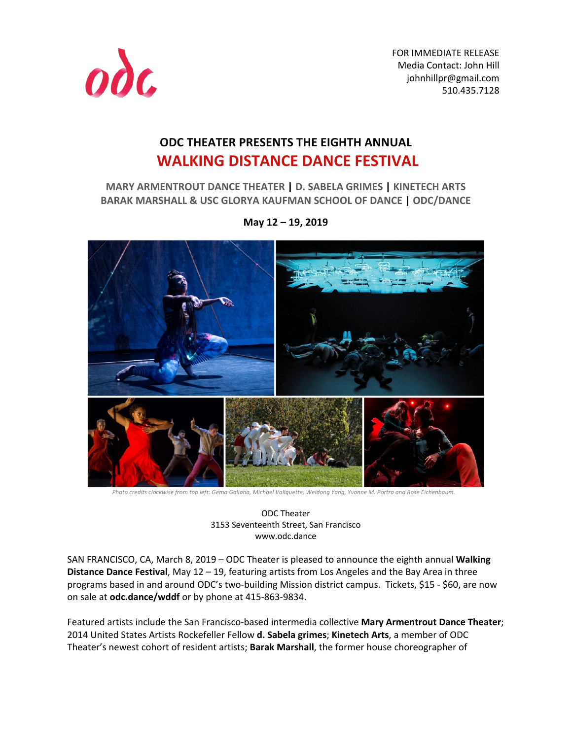odc

FOR IMMEDIATE RELEASE
Media Contact: John Hill
johnhillpr@gmail.com
510.435.7128

# ODC THEATER PRESENTS THE EIGHTH ANNUAL
# WALKING DISTANCE DANCE FESTIVAL

**MARY ARMENTROUT DANCE THEATER | D. SABELA GRIMES | KINETECH ARTS**
**BARAK MARSHALL & USC GLORYA KAUFMAN SCHOOL OF DANCE | ODC/DANCE**

**May 12 – 19, 2019**

*Photo credits clockwise from top left: Gema Galiana, Michael Valiquette, Weidong Yang, Yvonne M. Portra and Rose Eichenbaum.*

ODC Theater
3153 Seventeenth Street, San Francisco
www.odc.dance

SAN FRANCISCO, CA, March 8, 2019 – ODC Theater is pleased to announce the eighth annual **Walking Distance Dance Festival**, May 12 – 19, featuring artists from Los Angeles and the Bay Area in three programs based in and around ODC's two-building Mission district campus. Tickets, $15 - $60, are now on sale at **odc.dance/wddf** or by phone at 415-863-9834.

Featured artists include the San Francisco-based intermedia collective **Mary Armentrout Dance Theater**; 2014 United States Artists Rockefeller Fellow **d. Sabela grimes**; **Kinetech Arts**, a member of ODC Theater's newest cohort of resident artists; **Barak Marshall**, the former house choreographer of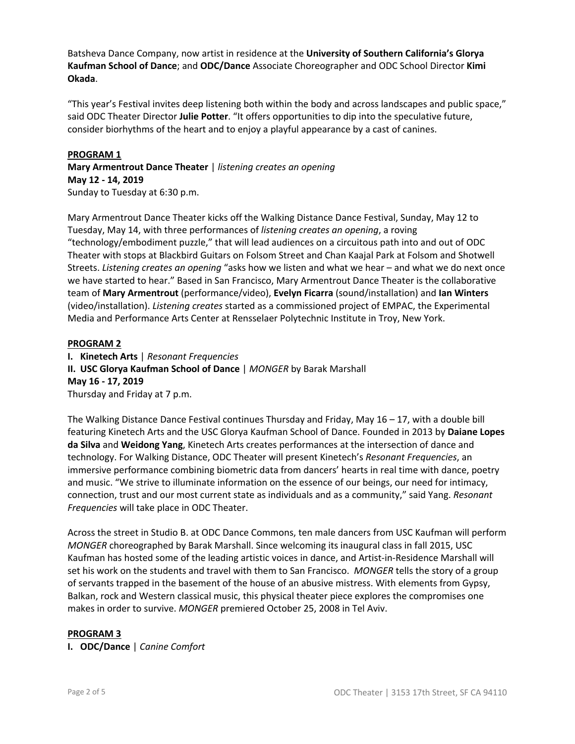Batsheva Dance Company, now artist in residence at the **University of Southern California's Glorya Kaufman School of Dance**; and **ODC/Dance** Associate Choreographer and ODC School Director **Kimi Okada**.

"This year's Festival invites deep listening both within the body and across landscapes and public space," said ODC Theater Director **Julie Potter**. "It offers opportunities to dip into the speculative future, consider biorhythms of the heart and to enjoy a playful appearance by a cast of canines.

**PROGRAM 1**

**Mary Armentrout Dance Theater** | *listening creates an opening*
**May 12 - 14, 2019**
Sunday to Tuesday at 6:30 p.m.

Mary Armentrout Dance Theater kicks off the Walking Distance Dance Festival, Sunday, May 12 to Tuesday, May 14, with three performances of *listening creates an opening*, a roving "technology/embodiment puzzle," that will lead audiences on a circuitous path into and out of ODC Theater with stops at Blackbird Guitars on Folsom Street and Chan Kaajal Park at Folsom and Shotwell Streets. *Listening creates an opening* "asks how we listen and what we hear – and what we do next once we have started to hear." Based in San Francisco, Mary Armentrout Dance Theater is the collaborative team of **Mary Armentrout** (performance/video), **Evelyn Ficarra** (sound/installation) and **Ian Winters** (video/installation). *Listening creates* started as a commissioned project of EMPAC, the Experimental Media and Performance Arts Center at Rensselaer Polytechnic Institute in Troy, New York.

**PROGRAM 2**

**I. Kinetech Arts** | *Resonant Frequencies*
**II. USC Glorya Kaufman School of Dance** | *MONGER* by Barak Marshall
**May 16 - 17, 2019**
Thursday and Friday at 7 p.m.

The Walking Distance Dance Festival continues Thursday and Friday, May 16 – 17, with a double bill featuring Kinetech Arts and the USC Glorya Kaufman School of Dance. Founded in 2013 by **Daiane Lopes da Silva** and **Weidong Yang**, Kinetech Arts creates performances at the intersection of dance and technology. For Walking Distance, ODC Theater will present Kinetech's *Resonant Frequencies*, an immersive performance combining biometric data from dancers' hearts in real time with dance, poetry and music. "We strive to illuminate information on the essence of our beings, our need for intimacy, connection, trust and our most current state as individuals and as a community," said Yang. *Resonant Frequencies* will take place in ODC Theater.

Across the street in Studio B. at ODC Dance Commons, ten male dancers from USC Kaufman will perform *MONGER* choreographed by Barak Marshall. Since welcoming its inaugural class in fall 2015, USC Kaufman has hosted some of the leading artistic voices in dance, and Artist-in-Residence Marshall will set his work on the students and travel with them to San Francisco. *MONGER* tells the story of a group of servants trapped in the basement of the house of an abusive mistress. With elements from Gypsy, Balkan, rock and Western classical music, this physical theater piece explores the compromises one makes in order to survive. *MONGER* premiered October 25, 2008 in Tel Aviv.

**PROGRAM 3**

**I. ODC/Dance** | *Canine Comfort*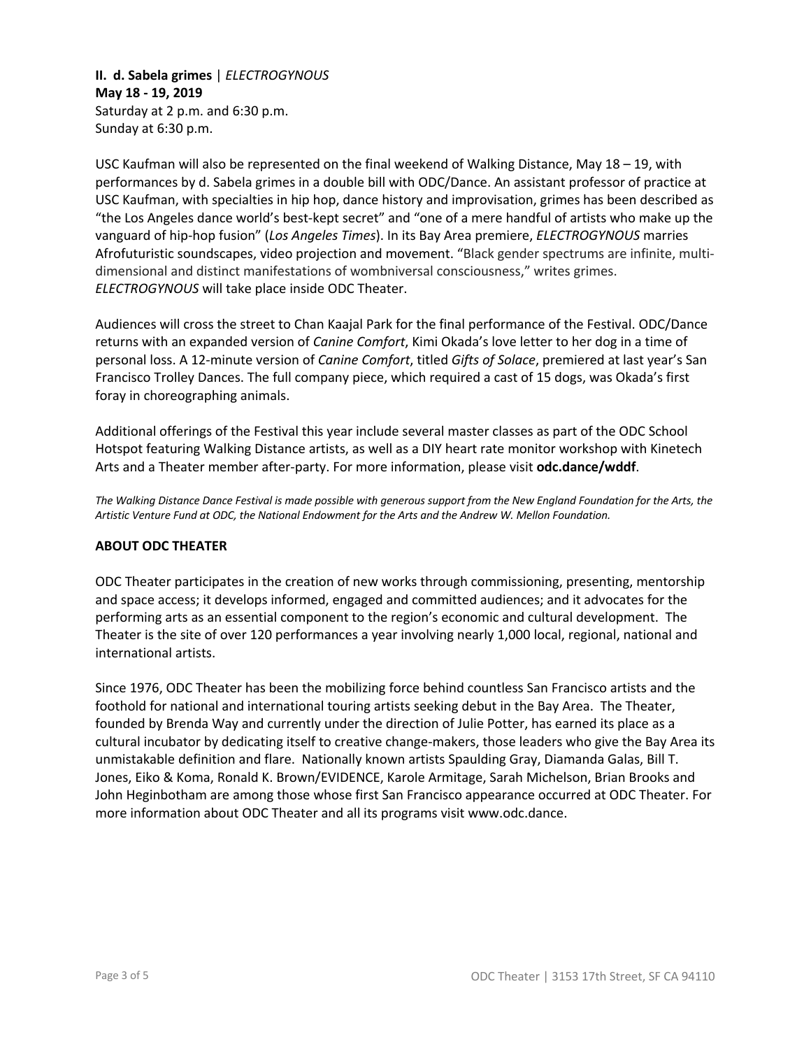**II. d. Sabela grimes** | *ELECTROGYNOUS*
**May 18 - 19, 2019**
Saturday at 2 p.m. and 6:30 p.m.
Sunday at 6:30 p.m.

USC Kaufman will also be represented on the final weekend of Walking Distance, May 18 – 19, with performances by d. Sabela grimes in a double bill with ODC/Dance. An assistant professor of practice at USC Kaufman, with specialties in hip hop, dance history and improvisation, grimes has been described as "the Los Angeles dance world's best-kept secret" and "one of a mere handful of artists who make up the vanguard of hip-hop fusion" (*Los Angeles Times*). In its Bay Area premiere, *ELECTROGYNOUS* marries Afrofuturistic soundscapes, video projection and movement. "Black gender spectrums are infinite, multi-dimensional and distinct manifestations of wombniversal consciousness," writes grimes. *ELECTROGYNOUS* will take place inside ODC Theater.

Audiences will cross the street to Chan Kaajal Park for the final performance of the Festival. ODC/Dance returns with an expanded version of *Canine Comfort*, Kimi Okada's love letter to her dog in a time of personal loss. A 12-minute version of *Canine Comfort*, titled *Gifts of Solace*, premiered at last year's San Francisco Trolley Dances. The full company piece, which required a cast of 15 dogs, was Okada's first foray in choreographing animals.

Additional offerings of the Festival this year include several master classes as part of the ODC School Hotspot featuring Walking Distance artists, as well as a DIY heart rate monitor workshop with Kinetech Arts and a Theater member after-party. For more information, please visit **odc.dance/wddf**.

*The Walking Distance Dance Festival is made possible with generous support from the New England Foundation for the Arts, the Artistic Venture Fund at ODC, the National Endowment for the Arts and the Andrew W. Mellon Foundation.*

**ABOUT ODC THEATER**

ODC Theater participates in the creation of new works through commissioning, presenting, mentorship and space access; it develops informed, engaged and committed audiences; and it advocates for the performing arts as an essential component to the region's economic and cultural development. The Theater is the site of over 120 performances a year involving nearly 1,000 local, regional, national and international artists.

Since 1976, ODC Theater has been the mobilizing force behind countless San Francisco artists and the foothold for national and international touring artists seeking debut in the Bay Area. The Theater, founded by Brenda Way and currently under the direction of Julie Potter, has earned its place as a cultural incubator by dedicating itself to creative change-makers, those leaders who give the Bay Area its unmistakable definition and flare. Nationally known artists Spaulding Gray, Diamanda Galas, Bill T. Jones, Eiko & Koma, Ronald K. Brown/EVIDENCE, Karole Armitage, Sarah Michelson, Brian Brooks and John Heginbotham are among those whose first San Francisco appearance occurred at ODC Theater. For more information about ODC Theater and all its programs visit www.odc.dance.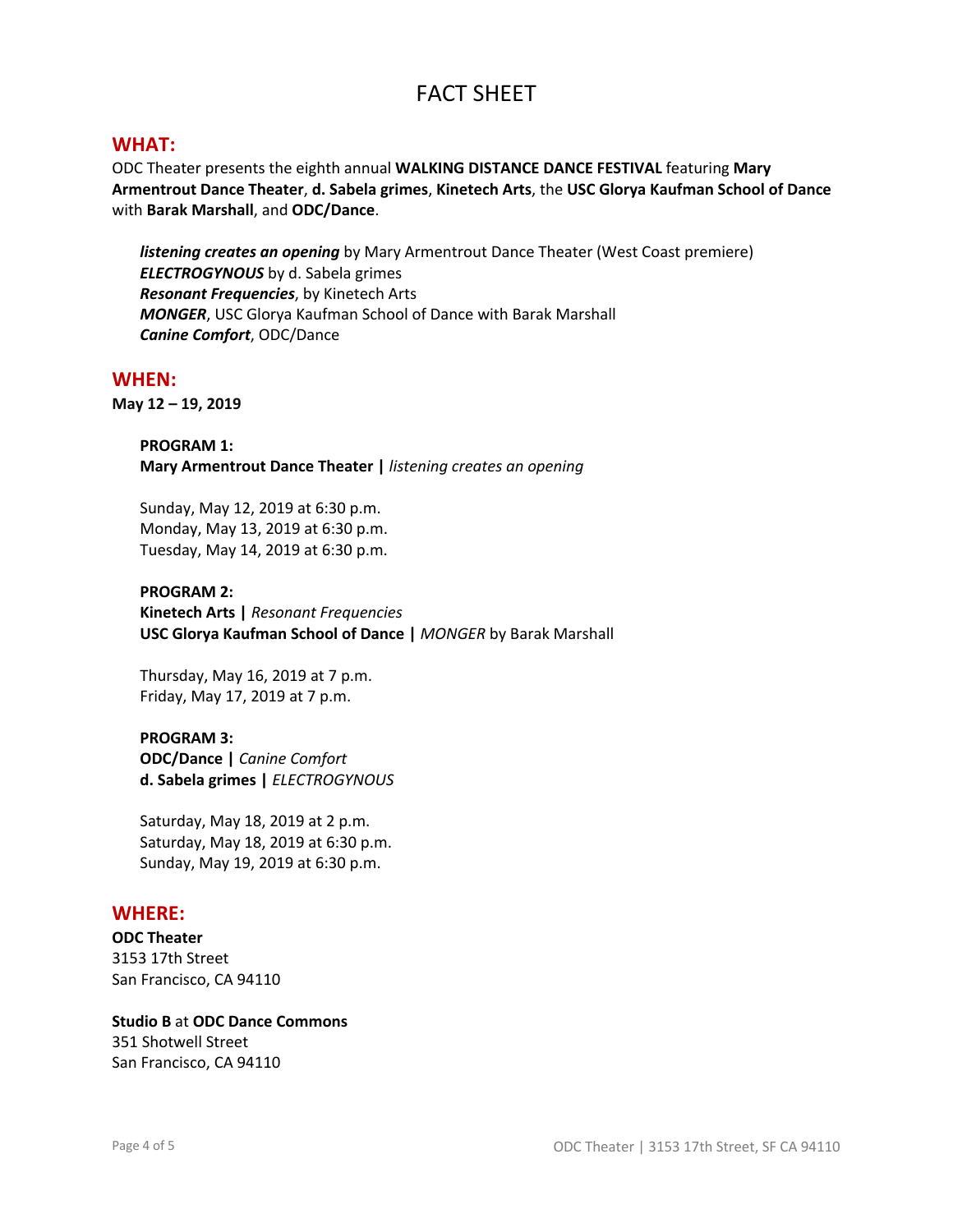# FACT SHEET

## WHAT:

ODC Theater presents the eighth annual **WALKING DISTANCE DANCE FESTIVAL** featuring **Mary Armentrout Dance Theater**, **d. Sabela grimes**, **Kinetech Arts**, the **USC Glorya Kaufman School of Dance** with **Barak Marshall**, and **ODC/Dance**.

***listening creates an opening*** by Mary Armentrout Dance Theater (West Coast premiere)
***ELECTROGYNOUS*** by d. Sabela grimes
***Resonant Frequencies***, by Kinetech Arts
***MONGER***, USC Glorya Kaufman School of Dance with Barak Marshall
***Canine Comfort***, ODC/Dance

## WHEN:

**May 12 – 19, 2019**

**PROGRAM 1:**
**Mary Armentrout Dance Theater |** *listening creates an opening*

Sunday, May 12, 2019 at 6:30 p.m.
Monday, May 13, 2019 at 6:30 p.m.
Tuesday, May 14, 2019 at 6:30 p.m.

**PROGRAM 2:**
**Kinetech Arts |** *Resonant Frequencies*
**USC Glorya Kaufman School of Dance |** *MONGER* by Barak Marshall

Thursday, May 16, 2019 at 7 p.m.
Friday, May 17, 2019 at 7 p.m.

**PROGRAM 3:**
**ODC/Dance |** *Canine Comfort*
**d. Sabela grimes |** *ELECTROGYNOUS*

Saturday, May 18, 2019 at 2 p.m.
Saturday, May 18, 2019 at 6:30 p.m.
Sunday, May 19, 2019 at 6:30 p.m.

## WHERE:

**ODC Theater**
3153 17th Street
San Francisco, CA 94110

**Studio B** at **ODC Dance Commons**
351 Shotwell Street
San Francisco, CA 94110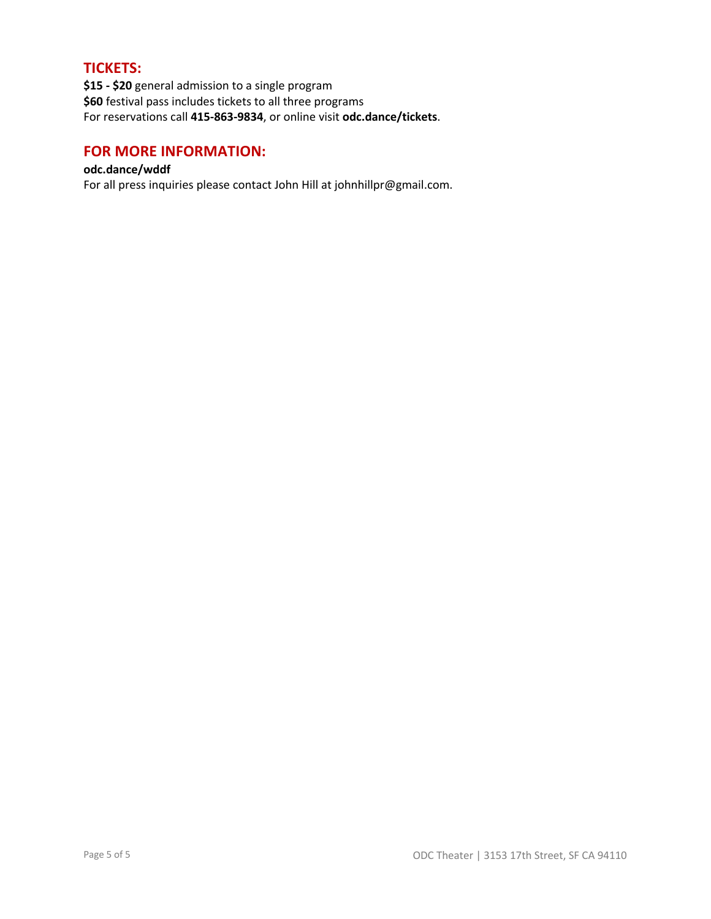## TICKETS:

**$15 - $20** general admission to a single program
**$60** festival pass includes tickets to all three programs
For reservations call **415-863-9834**, or online visit **odc.dance/tickets**.

## FOR MORE INFORMATION:

**odc.dance/wddf**
For all press inquiries please contact John Hill at johnhillpr@gmail.com.